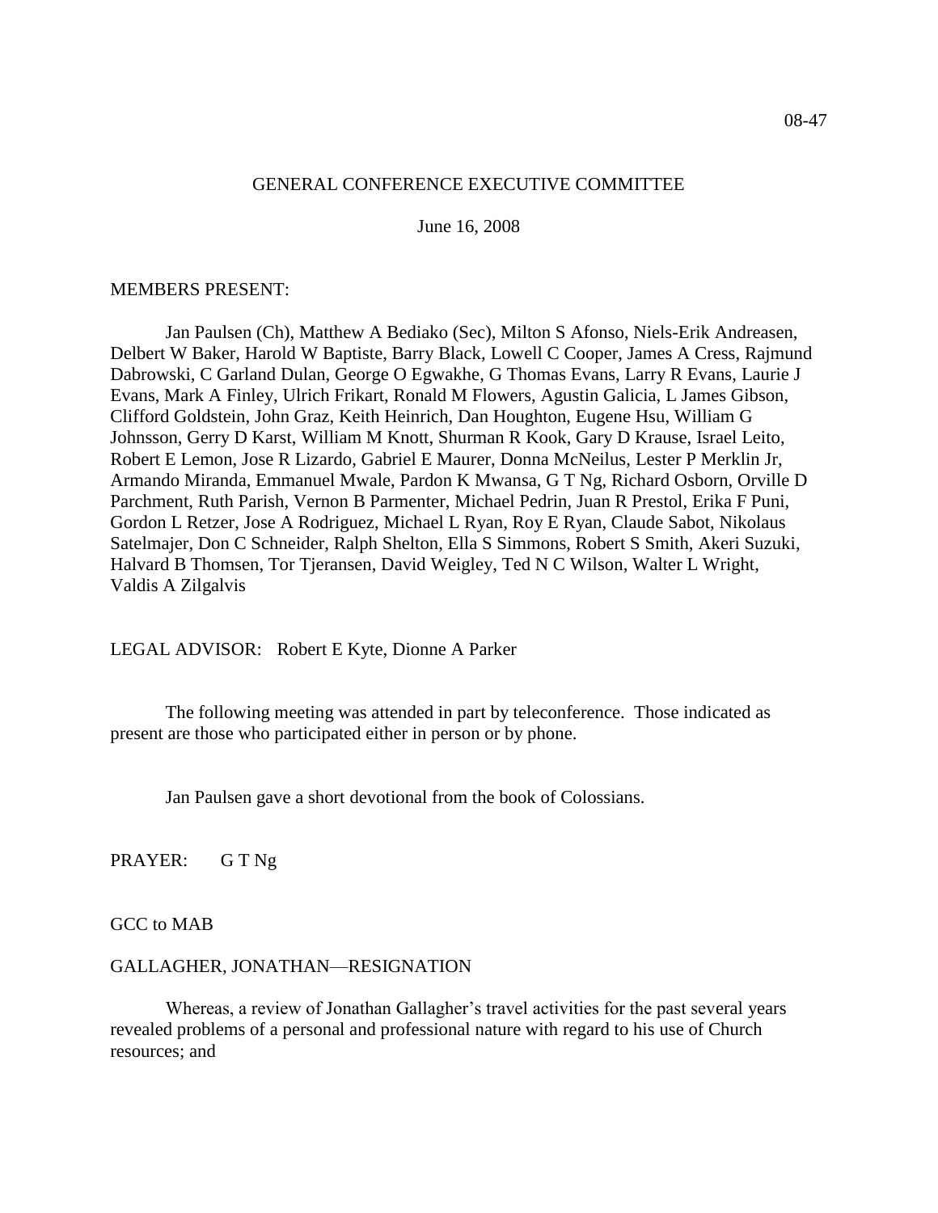08-47

GENERAL CONFERENCE EXECUTIVE COMMITTEE

June 16, 2008

MEMBERS PRESENT:

Jan Paulsen (Ch), Matthew A Bediako (Sec), Milton S Afonso, Niels-Erik Andreasen, Delbert W Baker, Harold W Baptiste, Barry Black, Lowell C Cooper, James A Cress, Rajmund Dabrowski, C Garland Dulan, George O Egwakhe, G Thomas Evans, Larry R Evans, Laurie J Evans, Mark A Finley, Ulrich Frikart, Ronald M Flowers, Agustin Galicia, L James Gibson, Clifford Goldstein, John Graz, Keith Heinrich, Dan Houghton, Eugene Hsu, William G Johnsson, Gerry D Karst, William M Knott, Shurman R Kook, Gary D Krause, Israel Leito, Robert E Lemon, Jose R Lizardo, Gabriel E Maurer, Donna McNeilus, Lester P Merklin Jr, Armando Miranda, Emmanuel Mwale, Pardon K Mwansa, G T Ng, Richard Osborn, Orville D Parchment, Ruth Parish, Vernon B Parmenter, Michael Pedrin, Juan R Prestol, Erika F Puni, Gordon L Retzer, Jose A Rodriguez, Michael L Ryan, Roy E Ryan, Claude Sabot, Nikolaus Satelmajer, Don C Schneider, Ralph Shelton, Ella S Simmons, Robert S Smith, Akeri Suzuki, Halvard B Thomsen, Tor Tjeransen, David Weigley, Ted N C Wilson, Walter L Wright, Valdis A Zilgalvis

LEGAL ADVISOR: Robert E Kyte, Dionne A Parker

The following meeting was attended in part by teleconference. Those indicated as present are those who participated either in person or by phone.

Jan Paulsen gave a short devotional from the book of Colossians.

PRAYER: G T Ng

GCC to MAB

GALLAGHER, JONATHAN—RESIGNATION

Whereas, a review of Jonathan Gallagher's travel activities for the past several years revealed problems of a personal and professional nature with regard to his use of Church resources; and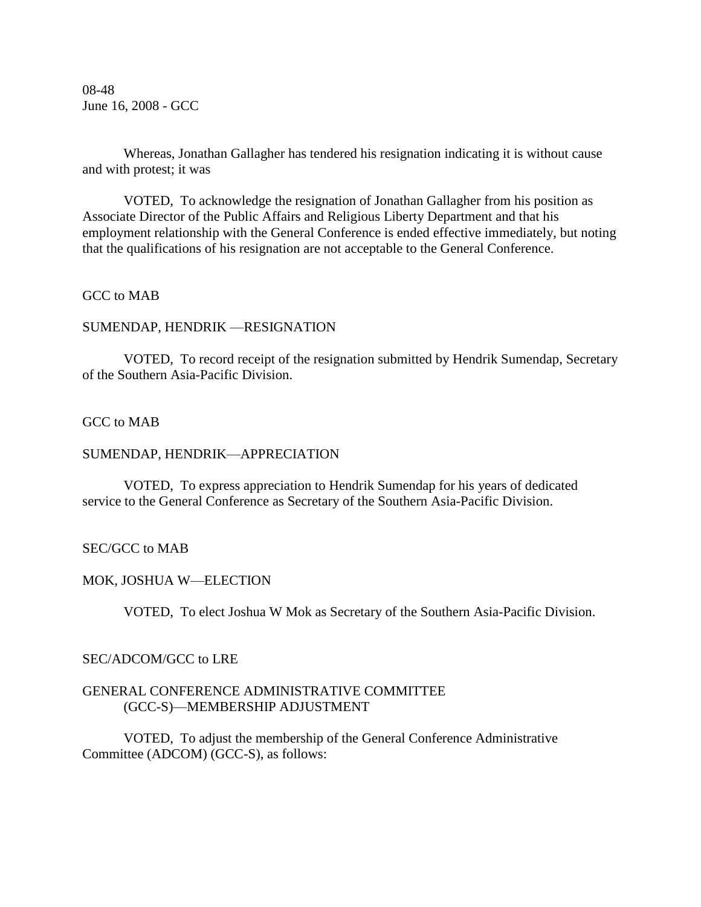Whereas, Jonathan Gallagher has tendered his resignation indicating it is without cause and with protest; it was

VOTED, To acknowledge the resignation of Jonathan Gallagher from his position as Associate Director of the Public Affairs and Religious Liberty Department and that his employment relationship with the General Conference is ended effective immediately, but noting that the qualifications of his resignation are not acceptable to the General Conference.

GCC to MAB

SUMENDAP, HENDRIK —RESIGNATION

VOTED, To record receipt of the resignation submitted by Hendrik Sumendap, Secretary of the Southern Asia-Pacific Division.

GCC to MAB

SUMENDAP, HENDRIK—APPRECIATION

VOTED, To express appreciation to Hendrik Sumendap for his years of dedicated service to the General Conference as Secretary of the Southern Asia-Pacific Division.

SEC/GCC to MAB

MOK, JOSHUA W—ELECTION

VOTED, To elect Joshua W Mok as Secretary of the Southern Asia-Pacific Division.

SEC/ADCOM/GCC to LRE

GENERAL CONFERENCE ADMINISTRATIVE COMMITTEE (GCC-S)—MEMBERSHIP ADJUSTMENT

VOTED, To adjust the membership of the General Conference Administrative Committee (ADCOM) (GCC-S), as follows: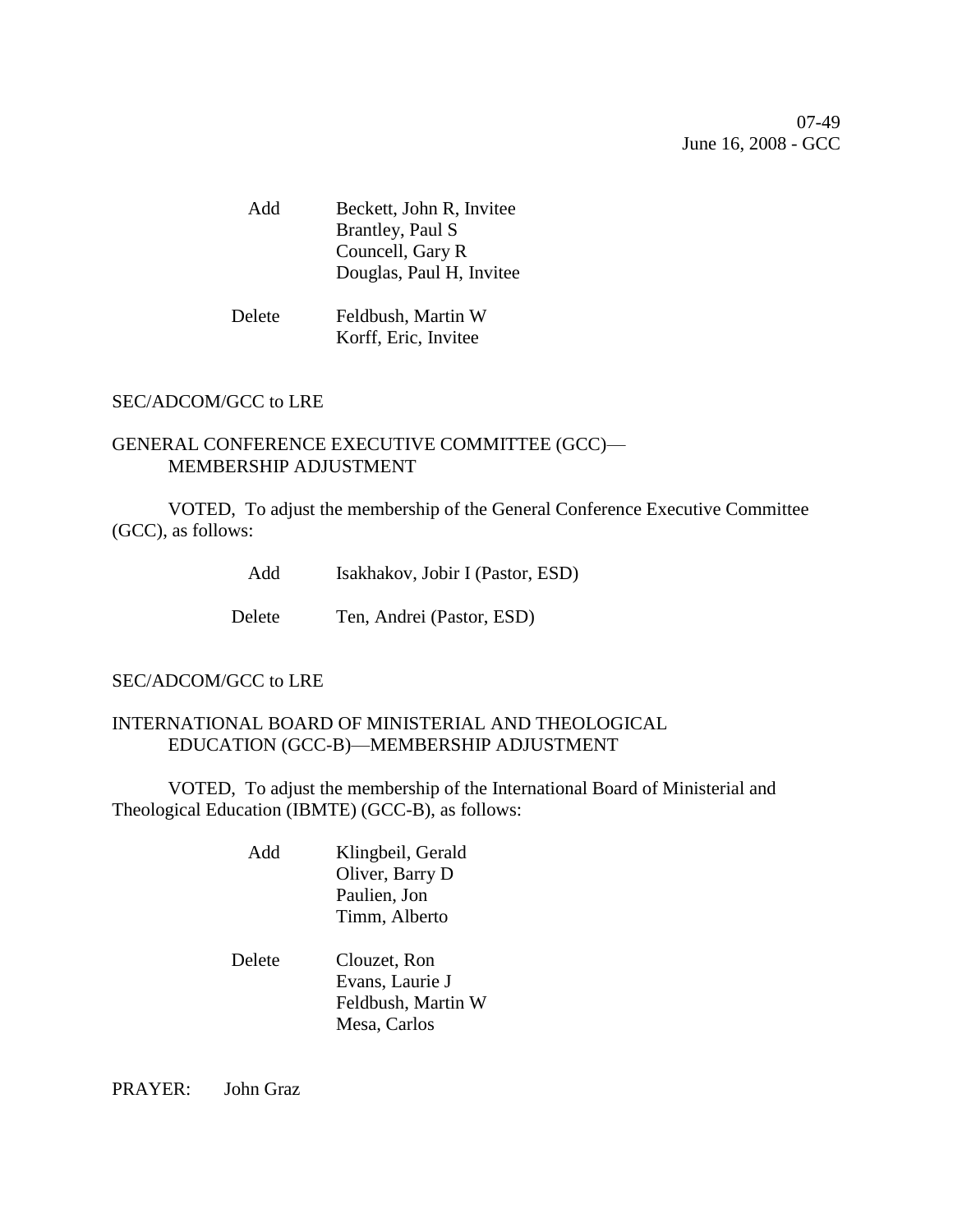| | |
|---|---|
| Add | Beckett, John R, Invitee |
| | Brantley, Paul S |
| | Councell, Gary R |
| | Douglas, Paul H, Invitee |
| Delete | Feldbush, Martin W |
| | Korff, Eric, Invitee |

SEC/ADCOM/GCC to LRE

GENERAL CONFERENCE EXECUTIVE COMMITTEE (GCC)—MEMBERSHIP ADJUSTMENT

VOTED, To adjust the membership of the General Conference Executive Committee (GCC), as follows:

| | |
|---|---|
| Add | Isakhakov, Jobir I (Pastor, ESD) |
| Delete | Ten, Andrei (Pastor, ESD) |

SEC/ADCOM/GCC to LRE

INTERNATIONAL BOARD OF MINISTERIAL AND THEOLOGICAL EDUCATION (GCC-B)—MEMBERSHIP ADJUSTMENT

VOTED, To adjust the membership of the International Board of Ministerial and Theological Education (IBMTE) (GCC-B), as follows:

| | |
|---|---|
| Add | Klingbeil, Gerald |
| | Oliver, Barry D |
| | Paulien, Jon |
| | Timm, Alberto |
| Delete | Clouzet, Ron |
| | Evans, Laurie J |
| | Feldbush, Martin W |
| | Mesa, Carlos |

PRAYER: John Graz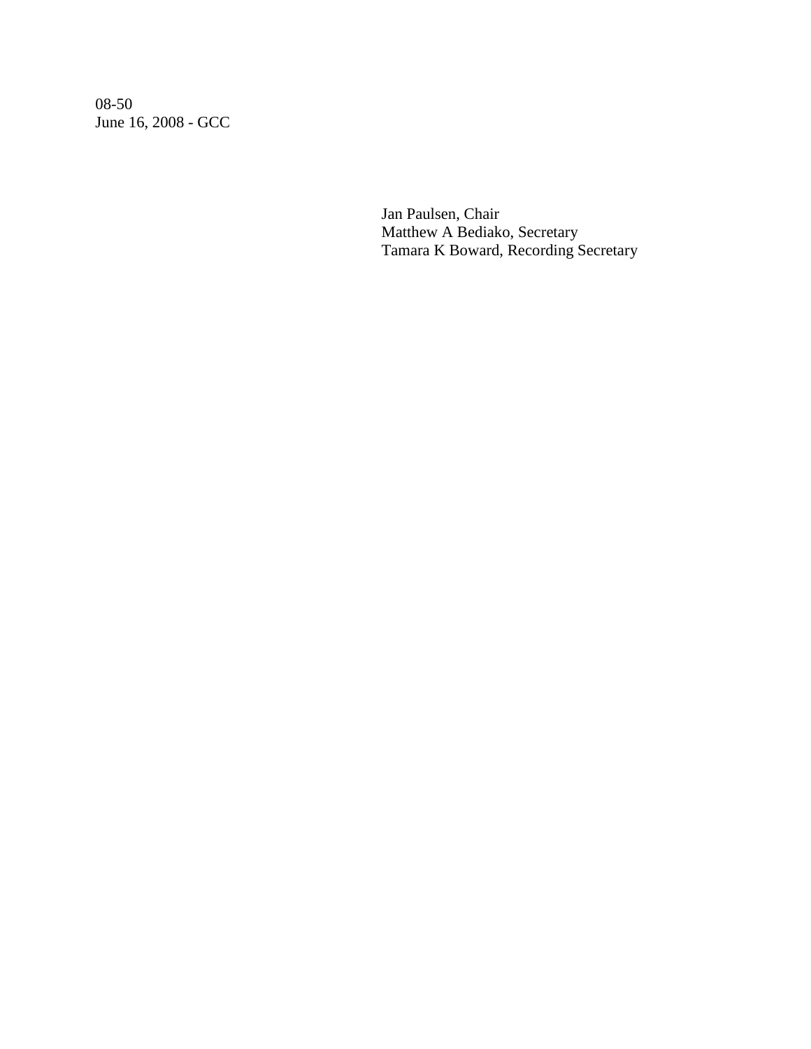08-50
June 16, 2008 - GCC

Jan Paulsen, Chair
Matthew A Bediako, Secretary
Tamara K Boward, Recording Secretary